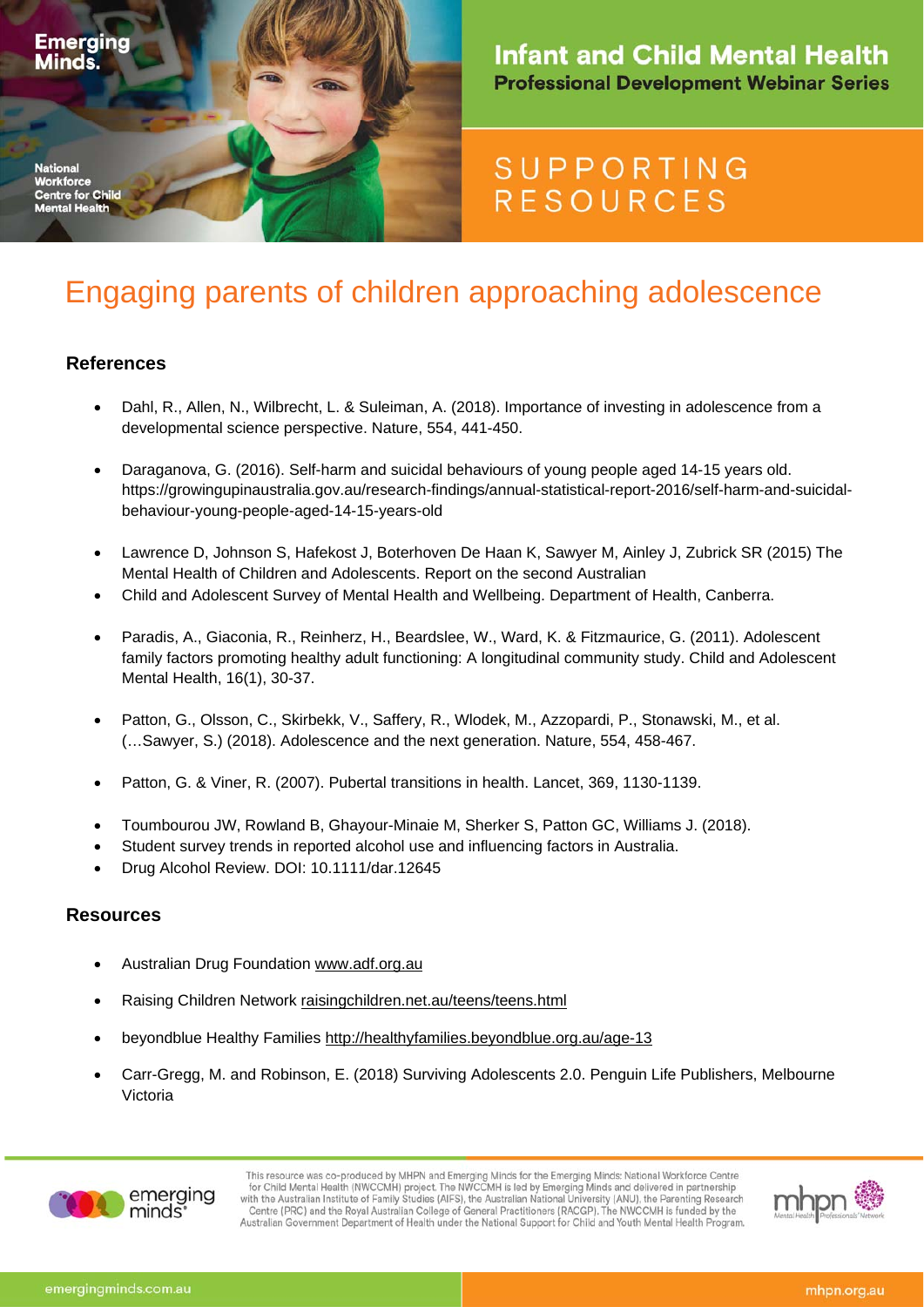Emerging Minds.

National Workforce Centre for Child Mental Health

**Infant and Child Mental Health**
**Professional Development Webinar Series**

SUPPORTING RESOURCES

# Engaging parents of children approaching adolescence

## References

- Dahl, R., Allen, N., Wilbrecht, L. & Suleiman, A. (2018). Importance of investing in adolescence from a developmental science perspective. Nature, 554, 441-450.

- Daraganova, G. (2016). Self-harm and suicidal behaviours of young people aged 14-15 years old. https://growingupinaustralia.gov.au/research-findings/annual-statistical-report-2016/self-harm-and-suicidal-behaviour-young-people-aged-14-15-years-old

- Lawrence D, Johnson S, Hafekost J, Boterhoven De Haan K, Sawyer M, Ainley J, Zubrick SR (2015) The Mental Health of Children and Adolescents. Report on the second Australian
- Child and Adolescent Survey of Mental Health and Wellbeing. Department of Health, Canberra.

- Paradis, A., Giaconia, R., Reinherz, H., Beardslee, W., Ward, K. & Fitzmaurice, G. (2011). Adolescent family factors promoting healthy adult functioning: A longitudinal community study. Child and Adolescent Mental Health, 16(1), 30-37.

- Patton, G., Olsson, C., Skirbekk, V., Saffery, R., Wlodek, M., Azzopardi, P., Stonawski, M., et al. (…Sawyer, S.) (2018). Adolescence and the next generation. Nature, 554, 458-467.

- Patton, G. & Viner, R. (2007). Pubertal transitions in health. Lancet, 369, 1130-1139.

- Toumbourou JW, Rowland B, Ghayour-Minaie M, Sherker S, Patton GC, Williams J. (2018).
- Student survey trends in reported alcohol use and influencing factors in Australia.
- Drug Alcohol Review. DOI: 10.1111/dar.12645

## Resources

- Australian Drug Foundation www.adf.org.au

- Raising Children Network raisingchildren.net.au/teens/teens.html

- beyondblue Healthy Families http://healthyfamilies.beyondblue.org.au/age-13

- Carr-Gregg, M. and Robinson, E. (2018) Surviving Adolescents 2.0. Penguin Life Publishers, Melbourne Victoria

This resource was co-produced by MHPN and Emerging Minds for the Emerging Minds: National Workforce Centre for Child Mental Health (NWCCMH) project. The NWCCMH is led by Emerging Minds and delivered in partnership with the Australian Institute of Family Studies (AIFS), the Australian National University (ANU), the Parenting Research Centre (PRC) and the Royal Australian College of General Practitioners (RACGP). The NWCCMH is funded by the Australian Government Department of Health under the National Support for Child and Youth Mental Health Program.

emergingminds.com.au

mhpn.org.au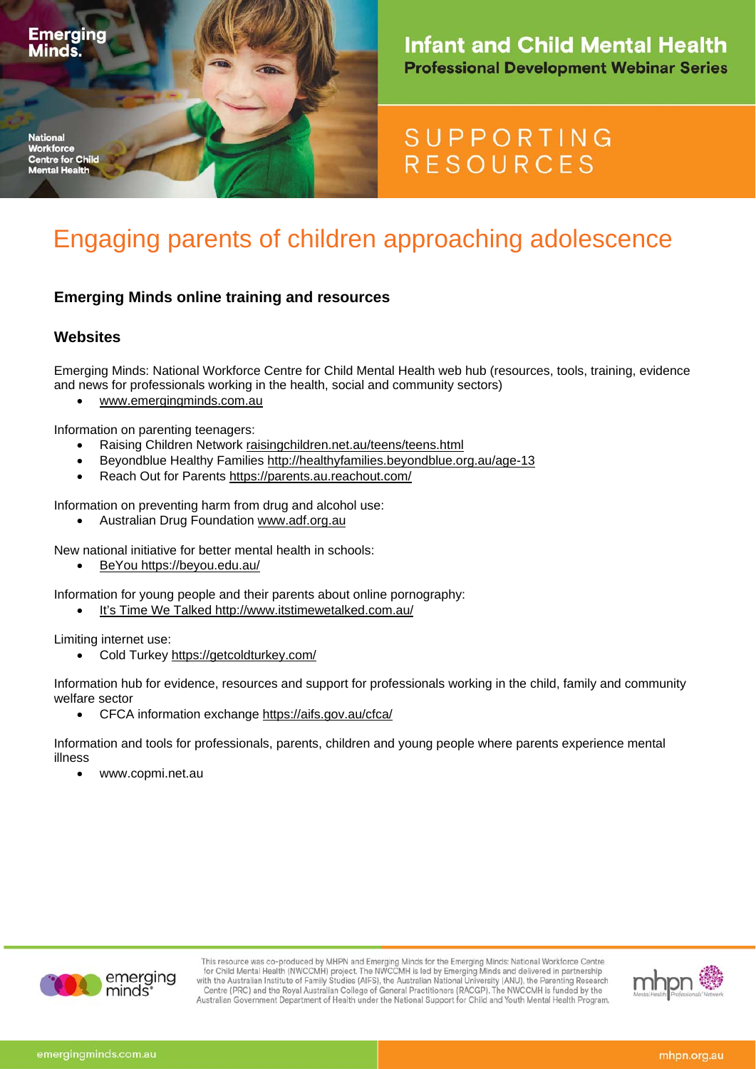# Engaging parents of children approaching adolescence

### Emerging Minds online training and resources

### Websites

Emerging Minds: National Workforce Centre for Child Mental Health web hub (resources, tools, training, evidence and news for professionals working in the health, social and community sectors)

- www.emergingminds.com.au

Information on parenting teenagers:

- Raising Children Network raisingchildren.net.au/teens/teens.html
- Beyondblue Healthy Families http://healthyfamilies.beyondblue.org.au/age-13
- Reach Out for Parents https://parents.au.reachout.com/

Information on preventing harm from drug and alcohol use:

- Australian Drug Foundation www.adf.org.au

New national initiative for better mental health in schools:

- BeYou https://beyou.edu.au/

Information for young people and their parents about online pornography:

- It's Time We Talked http://www.itstimewetalked.com.au/

Limiting internet use:

- Cold Turkey https://getcoldturkey.com/

Information hub for evidence, resources and support for professionals working in the child, family and community welfare sector

- CFCA information exchange https://aifs.gov.au/cfca/

Information and tools for professionals, parents, children and young people where parents experience mental illness

- www.copmi.net.au

This resource was co-produced by MHPN and Emerging Minds for the Emerging Minds: National Workforce Centre for Child Mental Health (NWCCMH) project. The NWCCMH is led by Emerging Minds and delivered in partnership with the Australian Institute of Family Studies (AIFS), the Australian National University (ANU), the Parenting Research Centre (PRC) and the Royal Australian College of General Practitioners (RACGP). The NWCCMH is funded by the Australian Government Department of Health under the National Support for Child and Youth Mental Health Program.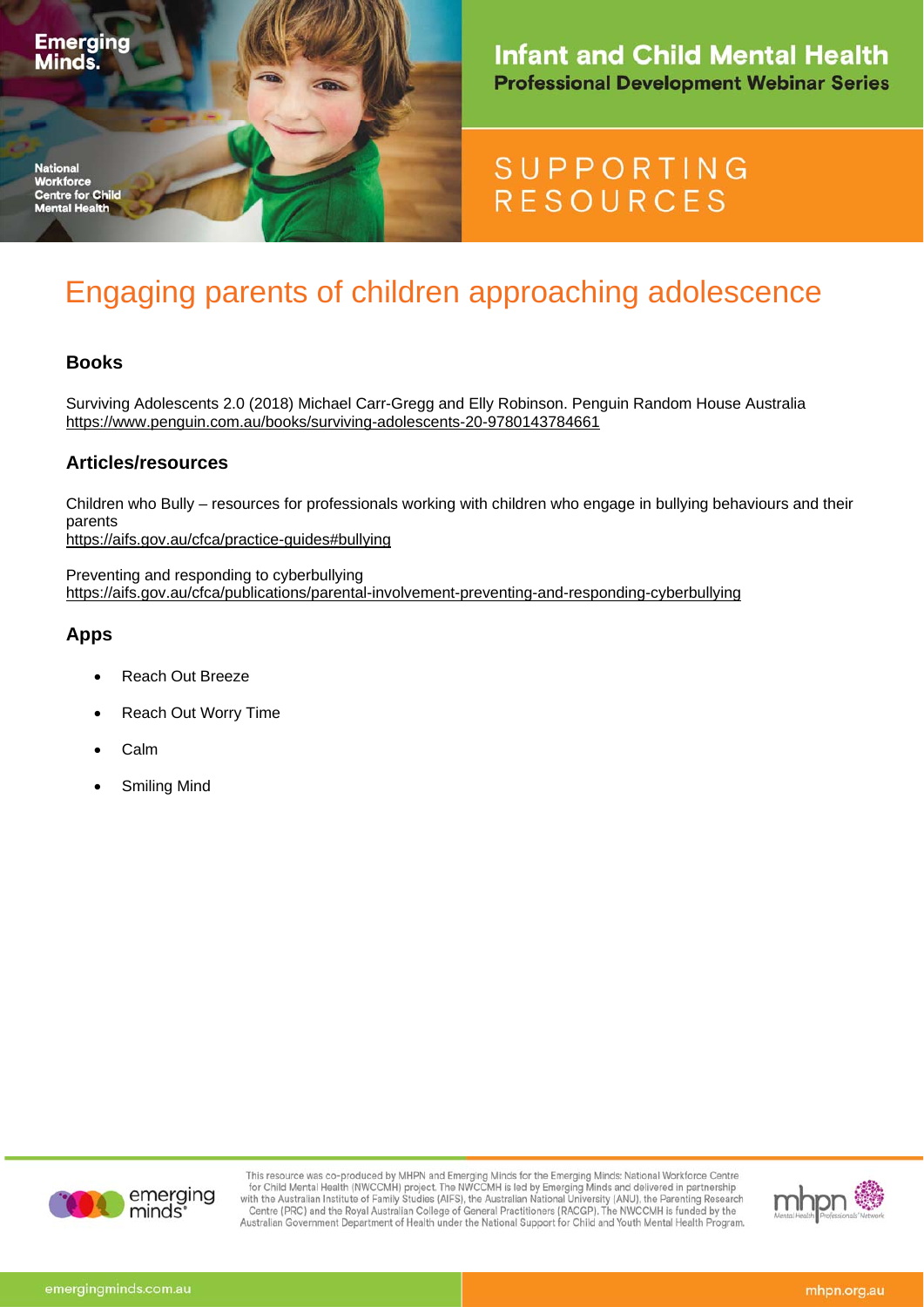Emerging Minds.

National Workforce Centre for Child Mental Health

**Infant and Child Mental Health**
**Professional Development Webinar Series**

SUPPORTING RESOURCES

# Engaging parents of children approaching adolescence

### Books

Surviving Adolescents 2.0 (2018) Michael Carr-Gregg and Elly Robinson. Penguin Random House Australia
https://www.penguin.com.au/books/surviving-adolescents-20-9780143784661

### Articles/resources

Children who Bully – resources for professionals working with children who engage in bullying behaviours and their parents
https://aifs.gov.au/cfca/practice-guides#bullying

Preventing and responding to cyberbullying
https://aifs.gov.au/cfca/publications/parental-involvement-preventing-and-responding-cyberbullying

### Apps

- Reach Out Breeze
- Reach Out Worry Time
- Calm
- Smiling Mind

This resource was co-produced by MHPN and Emerging Minds for the Emerging Minds: National Workforce Centre for Child Mental Health (NWCCMH) project. The NWCCMH is led by Emerging Minds and delivered in partnership with the Australian Institute of Family Studies (AIFS), the Australian National University (ANU), the Parenting Research Centre (PRC) and the Royal Australian College of General Practitioners (RACGP). The NWCCMH is funded by the Australian Government Department of Health under the National Support for Child and Youth Mental Health Program.

emergingminds.com.au

mhpn.org.au